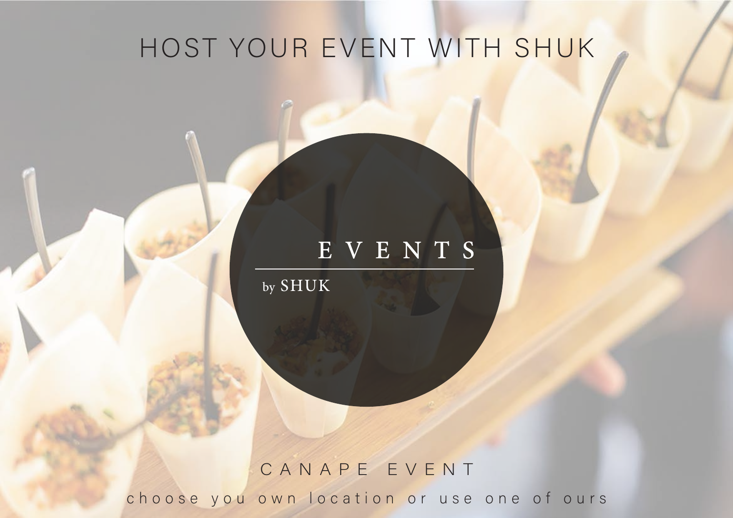# HOST YOUR EVENT WITH SHUK

EVENTS

by SHUK

CANAPE EVENT

choose you own location or use one of ours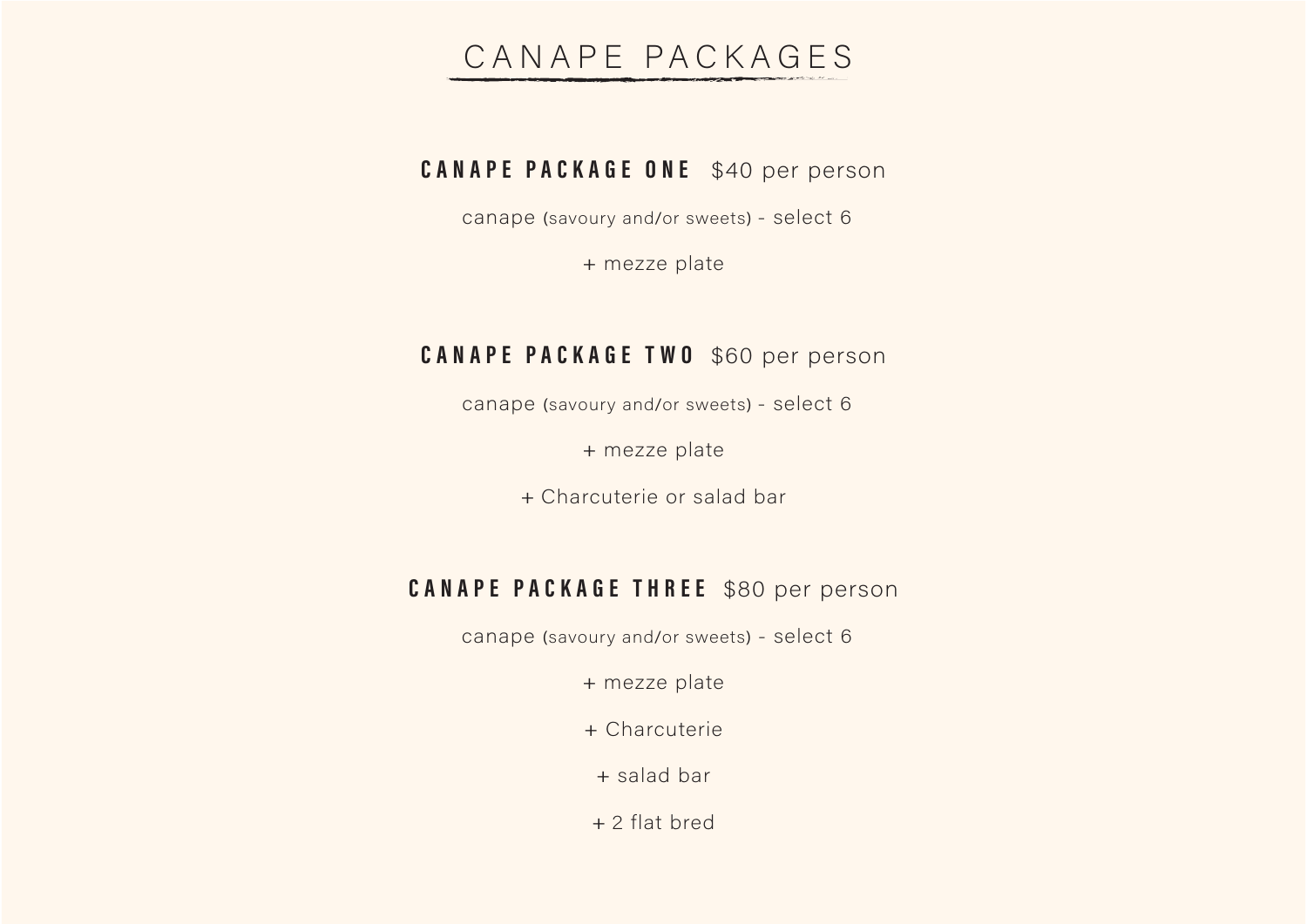# CANAPE PACKAGES

## CANAPE PACKAGE ONE $40 per person

canape (savoury and/or sweets) - select 6

+ mezze plate

## CANAPE PACKAGE TWO $60 per person

canape (savoury and/or sweets) - select 6

+ mezze plate

+ Charcuterie or salad bar

## CANAPE PACKAGE THREE $80 per person

canape (savoury and/or sweets) - select 6

+ mezze plate

+ Charcuterie

+ salad bar

+ 2 flat bred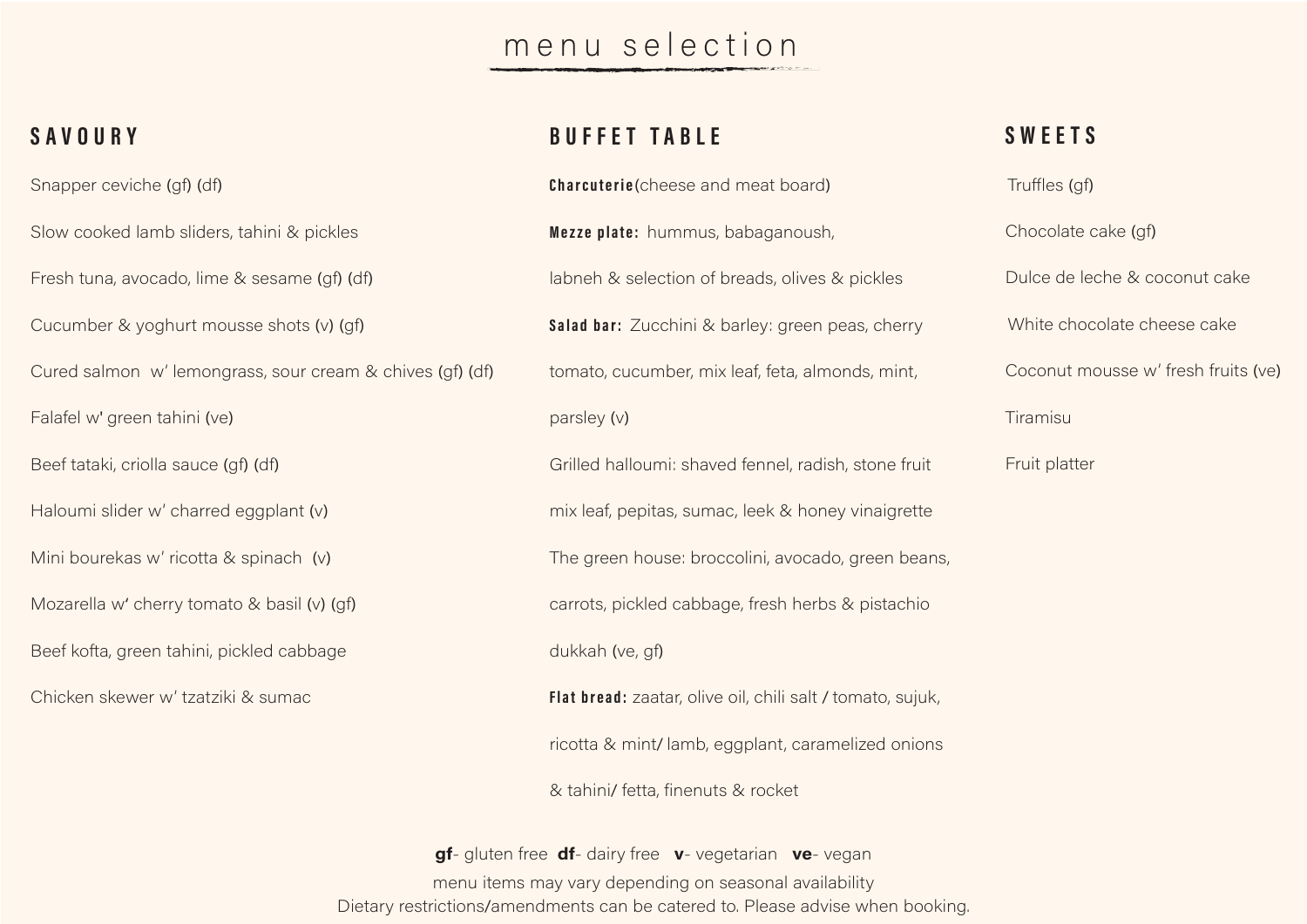# menu selection

## SAVOURY

Snapper ceviche (gf) (df)

Slow cooked lamb sliders, tahini & pickles

Fresh tuna, avocado, lime & sesame (gf) (df)

Cucumber & yoghurt mousse shots (v) (gf)

Cured salmon w' lemongrass, sour cream & chives (gf) (df)

Falafel w' green tahini (ve)

Beef tataki, criolla sauce (gf) (df)

Haloumi slider w' charred eggplant (v)

Mini bourekas w' ricotta & spinach (v)

Mozarella w' cherry tomato & basil (v) (gf)

Beef kofta, green tahini, pickled cabbage

Chicken skewer w' tzatziki & sumac

## BUFFET TABLE

**Charcuterie**(cheese and meat board)

**Mezze plate:** hummus, babaganoush, labneh & selection of breads, olives & pickles

**Salad bar:** Zucchini & barley: green peas, cherry tomato, cucumber, mix leaf, feta, almonds, mint, parsley (v)

Grilled halloumi: shaved fennel, radish, stone fruit mix leaf, pepitas, sumac, leek & honey vinaigrette

The green house: broccolini, avocado, green beans, carrots, pickled cabbage, fresh herbs & pistachio dukkah (ve, gf)

**Flat bread:** zaatar, olive oil, chili salt / tomato, sujuk, ricotta & mint/ lamb, eggplant, caramelized onions & tahini/ fetta, finenuts & rocket

## SWEETS

Truffles (gf)

Chocolate cake (gf)

Dulce de leche & coconut cake

White chocolate cheese cake

Coconut mousse w' fresh fruits (ve)

Tiramisu

Fruit platter

**gf**- gluten free **df**- dairy free **v**- vegetarian **ve**- vegan

menu items may vary depending on seasonal availability

Dietary restrictions/amendments can be catered to. Please advise when booking.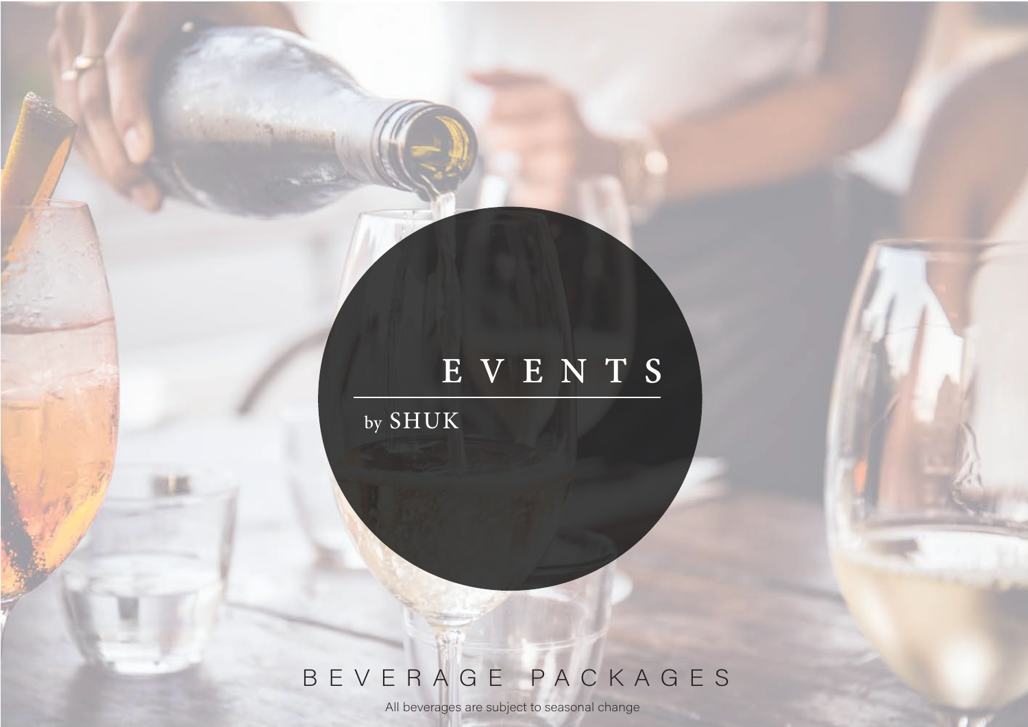# EVENTS

by SHUK

## BEVERAGE PACKAGES

All beverages are subject to seasonal change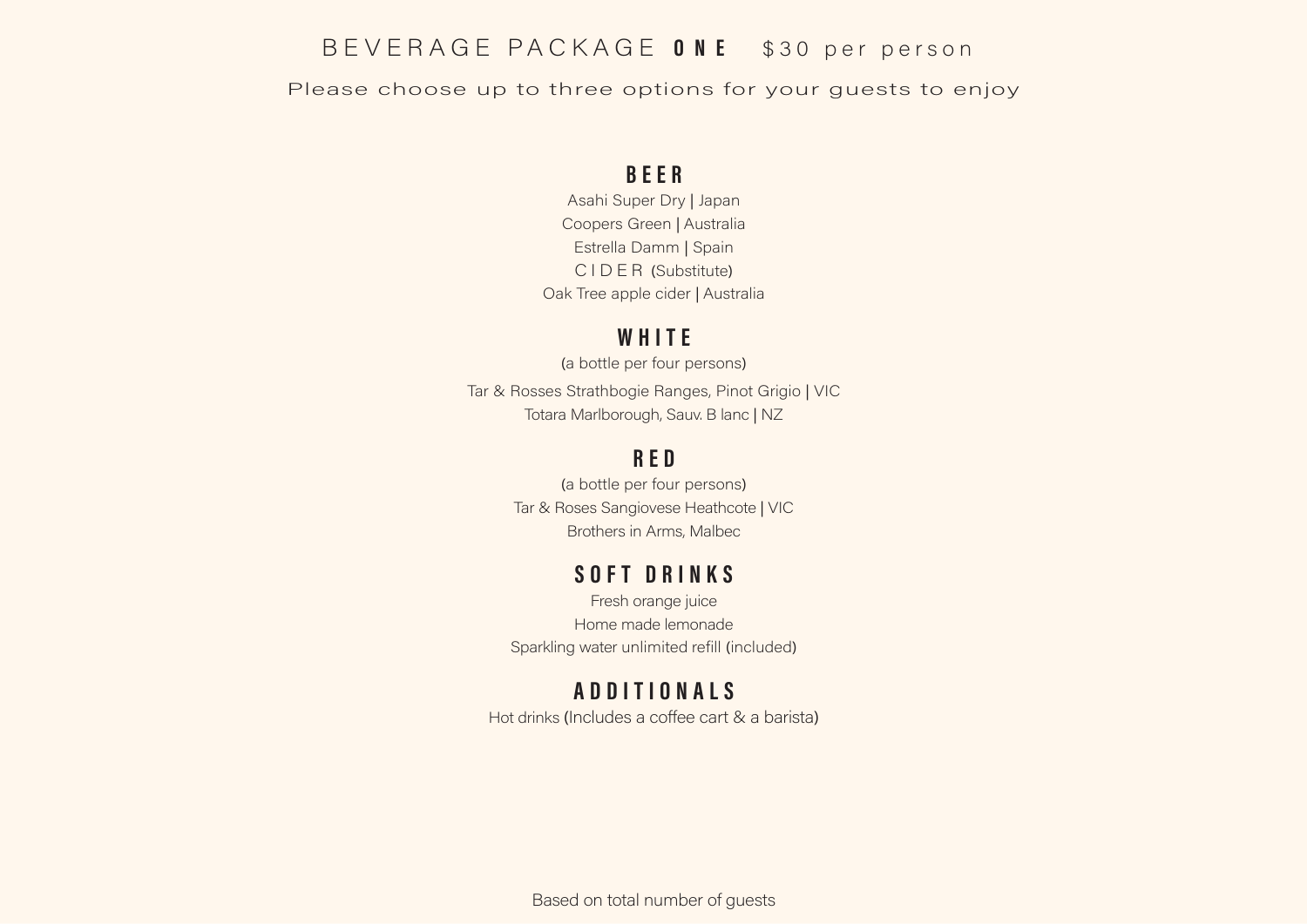# BEVERAGE PACKAGE **ONE** $30 per person

Please choose up to three options for your guests to enjoy

## BEER

Asahi Super Dry | Japan
Coopers Green | Australia
Estrella Damm | Spain
CIDER (Substitute)
Oak Tree apple cider | Australia

## WHITE

(a bottle per four persons)

Tar & Rosses Strathbogie Ranges, Pinot Grigio | VIC
Totara Marlborough, Sauv. B lanc | NZ

## RED

(a bottle per four persons)
Tar & Roses Sangiovese Heathcote | VIC
Brothers in Arms, Malbec

## SOFT DRINKS

Fresh orange juice
Home made lemonade
Sparkling water unlimited refill (included)

## ADDITIONALS

Hot drinks (Includes a coffee cart & a barista)

Based on total number of guests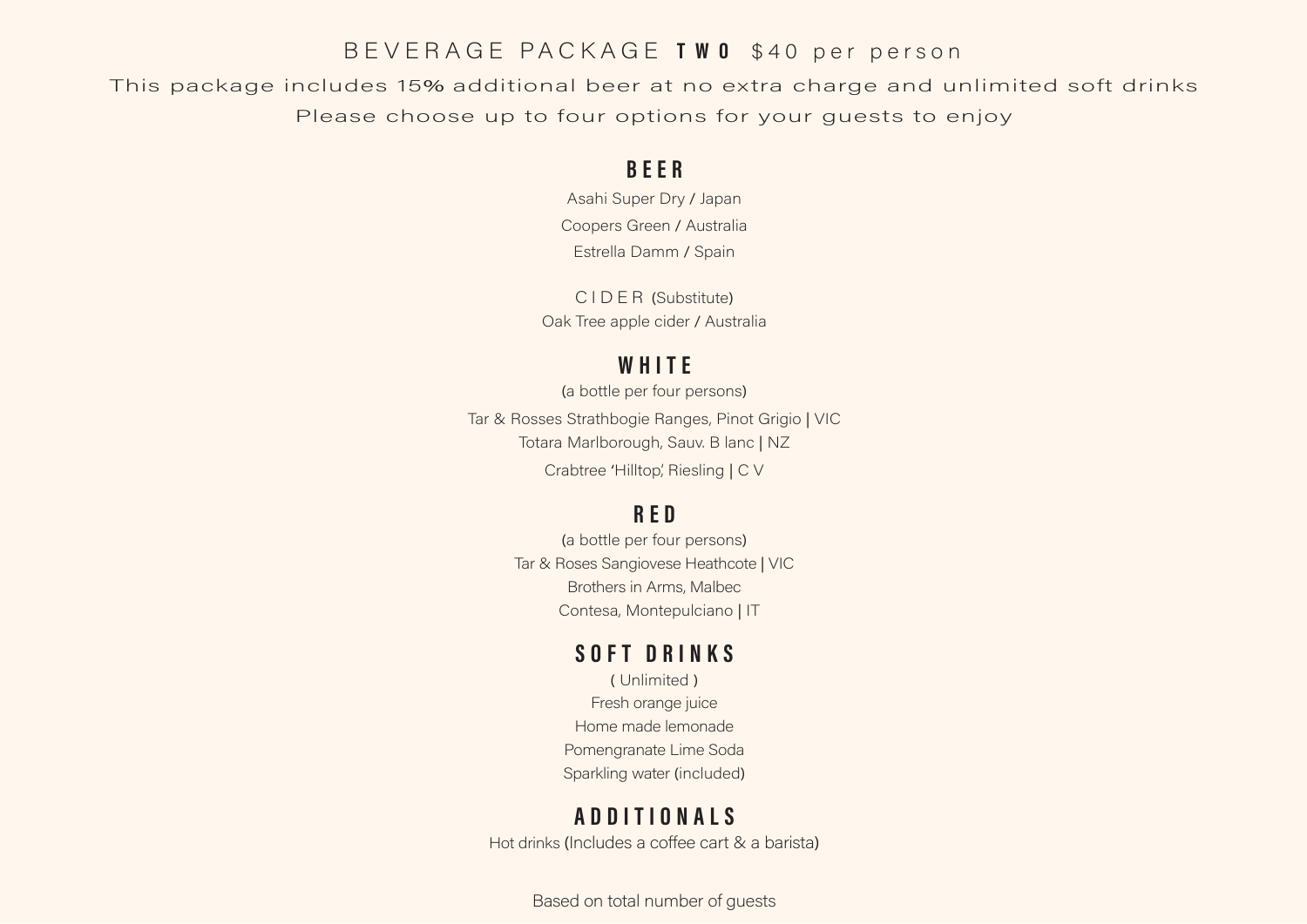# BEVERAGE PACKAGE **TWO** $40 per person

This package includes 15% additional beer at no extra charge and unlimited soft drinks

Please choose up to four options for your guests to enjoy

## BEER

Asahi Super Dry / Japan

Coopers Green / Australia

Estrella Damm / Spain

CIDER (Substitute)

Oak Tree apple cider / Australia

## WHITE

(a bottle per four persons)

Tar & Rosses Strathbogie Ranges, Pinot Grigio | VIC

Totara Marlborough, Sauv. B lanc | NZ

Crabtree 'Hilltop,' Riesling | C V

## RED

(a bottle per four persons)

Tar & Roses Sangiovese Heathcote | VIC

Brothers in Arms, Malbec

Contesa, Montepulciano | IT

## SOFT DRINKS

( Unlimited )

Fresh orange juice

Home made lemonade

Pomengranate Lime Soda

Sparkling water (included)

## ADDITIONALS

Hot drinks (Includes a coffee cart & a barista)

Based on total number of guests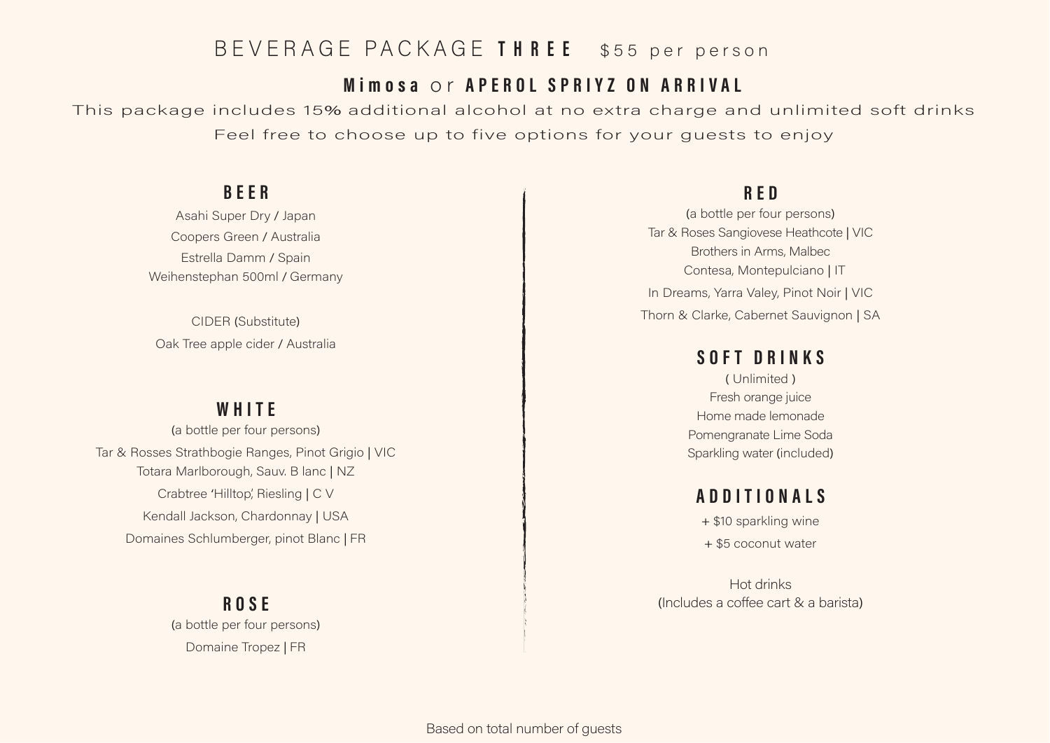# BEVERAGE PACKAGE **THREE** $55 per person

## **Mimosa** or **APEROL SPRIYZ ON ARRIVAL**

This package includes 15% additional alcohol at no extra charge and unlimited soft drinks

Feel free to choose up to five options for your guests to enjoy

### BEER

Asahi Super Dry / Japan

Coopers Green / Australia

Estrella Damm / Spain

Weihenstephan 500ml / Germany

CIDER (Substitute)

Oak Tree apple cider / Australia

### WHITE

(a bottle per four persons)

Tar & Rosses Strathbogie Ranges, Pinot Grigio | VIC

Totara Marlborough, Sauv. B lanc | NZ

Crabtree 'Hilltop', Riesling | C V

Kendall Jackson, Chardonnay | USA

Domaines Schlumberger, pinot Blanc | FR

### ROSE

(a bottle per four persons)

Domaine Tropez | FR

### RED

(a bottle per four persons)

Tar & Roses Sangiovese Heathcote | VIC

Brothers in Arms, Malbec

Contesa, Montepulciano | IT

In Dreams, Yarra Valey, Pinot Noir | VIC

Thorn & Clarke, Cabernet Sauvignon | SA

### SOFT DRINKS

( Unlimited )

Fresh orange juice

Home made lemonade

Pomengranate Lime Soda

Sparkling water (included)

### ADDITIONALS

+ $10 sparkling wine

+ $5 coconut water

Hot drinks

(Includes a coffee cart & a barista)

Based on total number of guests